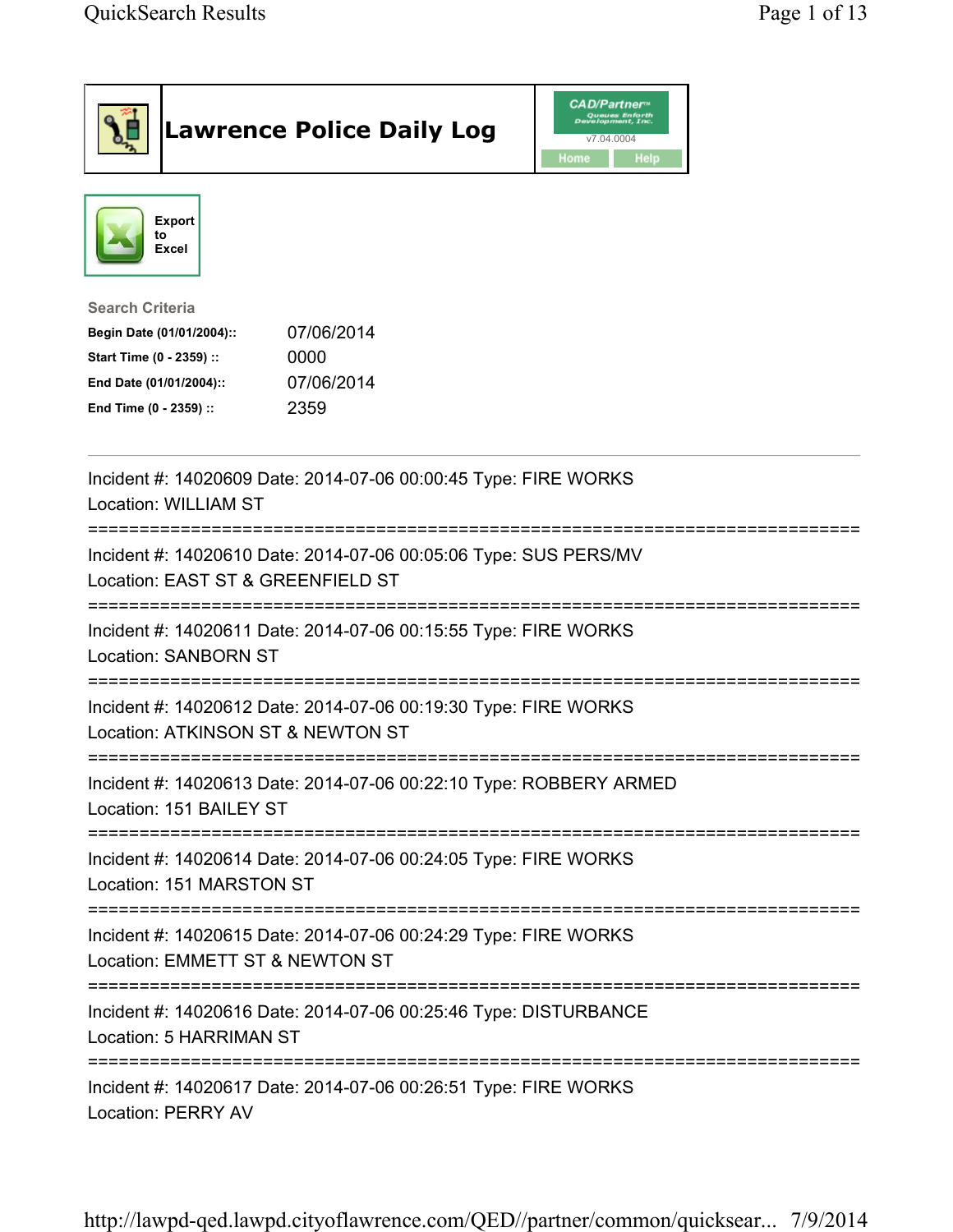# Lawrence Police Daily Log

CAD/Partner™ Queues Enforth Development, Inc.
v7.04.0004
Home | Help

Export to Excel

**Search Criteria**

| | |
|---|---|
| **Begin Date (01/01/2004)::** | 07/06/2014 |
| **Start Time (0 - 2359) ::** | 0000 |
| **End Date (01/01/2004)::** | 07/06/2014 |
| **End Time (0 - 2359) ::** | 2359 |

---

Incident #: 14020609 Date: 2014-07-06 00:00:45 Type: FIRE WORKS
Location: WILLIAM ST
===========================================================================
Incident #: 14020610 Date: 2014-07-06 00:05:06 Type: SUS PERS/MV
Location: EAST ST & GREENFIELD ST
===========================================================================
Incident #: 14020611 Date: 2014-07-06 00:15:55 Type: FIRE WORKS
Location: SANBORN ST
===========================================================================
Incident #: 14020612 Date: 2014-07-06 00:19:30 Type: FIRE WORKS
Location: ATKINSON ST & NEWTON ST
===========================================================================
Incident #: 14020613 Date: 2014-07-06 00:22:10 Type: ROBBERY ARMED
Location: 151 BAILEY ST
===========================================================================
Incident #: 14020614 Date: 2014-07-06 00:24:05 Type: FIRE WORKS
Location: 151 MARSTON ST
===========================================================================
Incident #: 14020615 Date: 2014-07-06 00:24:29 Type: FIRE WORKS
Location: EMMETT ST & NEWTON ST
===========================================================================
Incident #: 14020616 Date: 2014-07-06 00:25:46 Type: DISTURBANCE
Location: 5 HARRIMAN ST
===========================================================================
Incident #: 14020617 Date: 2014-07-06 00:26:51 Type: FIRE WORKS
Location: PERRY AV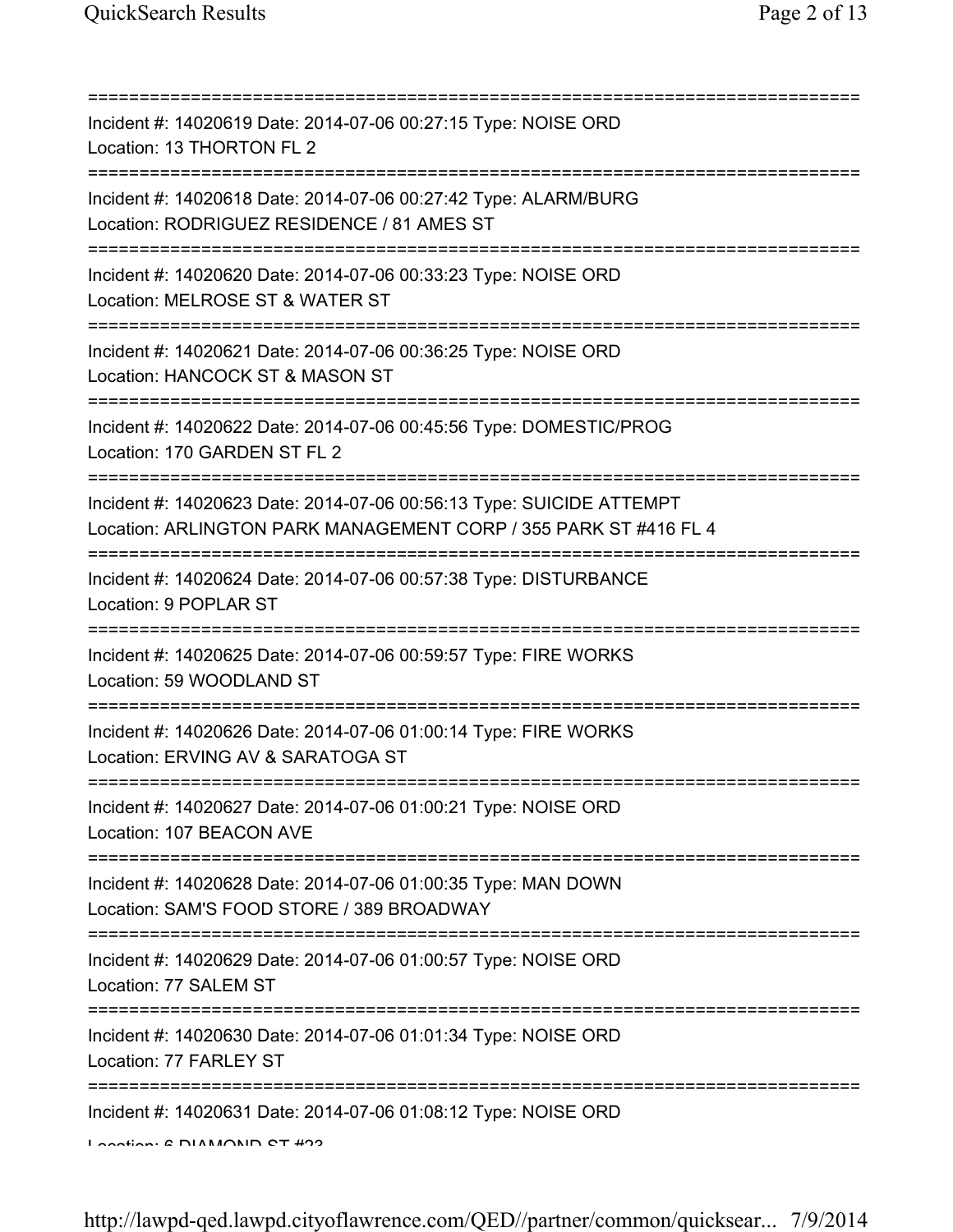Incident #: 14020619 Date: 2014-07-06 00:27:15 Type: NOISE ORD
Location: 13 THORTON FL 2

Incident #: 14020618 Date: 2014-07-06 00:27:42 Type: ALARM/BURG
Location: RODRIGUEZ RESIDENCE / 81 AMES ST

Incident #: 14020620 Date: 2014-07-06 00:33:23 Type: NOISE ORD
Location: MELROSE ST & WATER ST

Incident #: 14020621 Date: 2014-07-06 00:36:25 Type: NOISE ORD
Location: HANCOCK ST & MASON ST

Incident #: 14020622 Date: 2014-07-06 00:45:56 Type: DOMESTIC/PROG
Location: 170 GARDEN ST FL 2

Incident #: 14020623 Date: 2014-07-06 00:56:13 Type: SUICIDE ATTEMPT
Location: ARLINGTON PARK MANAGEMENT CORP / 355 PARK ST #416 FL 4

Incident #: 14020624 Date: 2014-07-06 00:57:38 Type: DISTURBANCE
Location: 9 POPLAR ST

Incident #: 14020625 Date: 2014-07-06 00:59:57 Type: FIRE WORKS
Location: 59 WOODLAND ST

Incident #: 14020626 Date: 2014-07-06 01:00:14 Type: FIRE WORKS
Location: ERVING AV & SARATOGA ST

Incident #: 14020627 Date: 2014-07-06 01:00:21 Type: NOISE ORD
Location: 107 BEACON AVE

Incident #: 14020628 Date: 2014-07-06 01:00:35 Type: MAN DOWN
Location: SAM'S FOOD STORE / 389 BROADWAY

Incident #: 14020629 Date: 2014-07-06 01:00:57 Type: NOISE ORD
Location: 77 SALEM ST

Incident #: 14020630 Date: 2014-07-06 01:01:34 Type: NOISE ORD
Location: 77 FARLEY ST

Incident #: 14020631 Date: 2014-07-06 01:08:12 Type: NOISE ORD
Location: 6 DIAMOND ST #23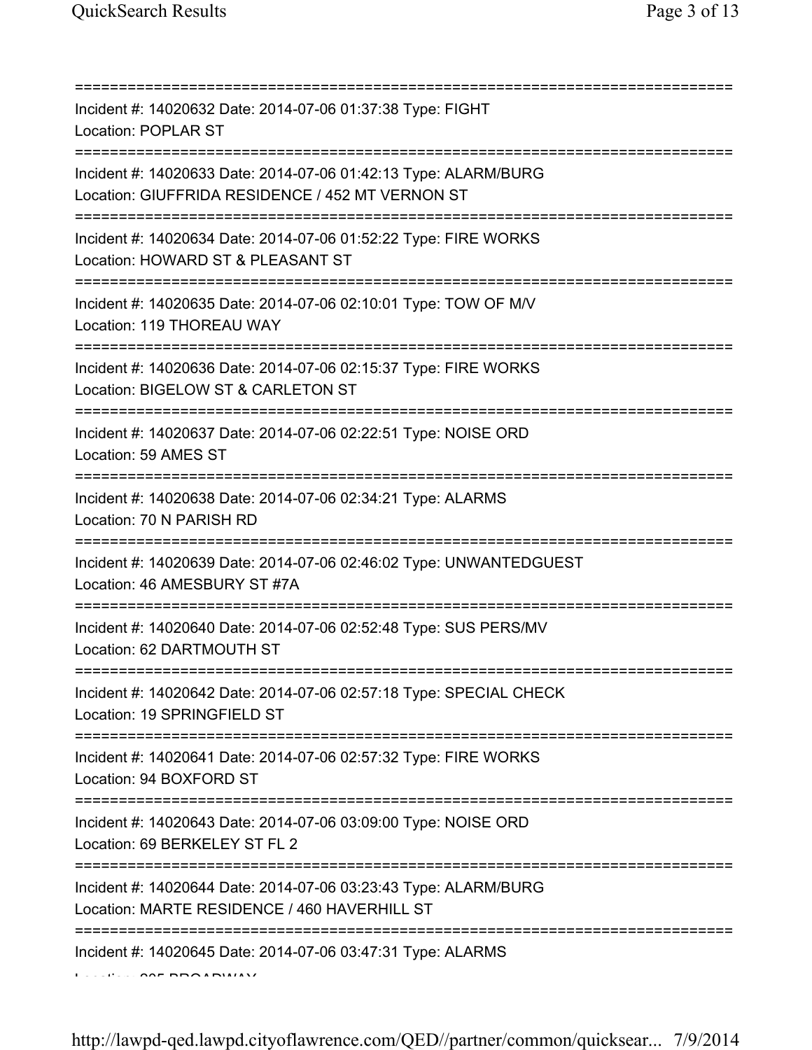===========================================================================

Incident #: 14020632 Date: 2014-07-06 01:37:38 Type: FIGHT
Location: POPLAR ST

===========================================================================

Incident #: 14020633 Date: 2014-07-06 01:42:13 Type: ALARM/BURG
Location: GIUFFRIDA RESIDENCE / 452 MT VERNON ST

===========================================================================

Incident #: 14020634 Date: 2014-07-06 01:52:22 Type: FIRE WORKS
Location: HOWARD ST & PLEASANT ST

===========================================================================

Incident #: 14020635 Date: 2014-07-06 02:10:01 Type: TOW OF M/V
Location: 119 THOREAU WAY

===========================================================================

Incident #: 14020636 Date: 2014-07-06 02:15:37 Type: FIRE WORKS
Location: BIGELOW ST & CARLETON ST

===========================================================================

Incident #: 14020637 Date: 2014-07-06 02:22:51 Type: NOISE ORD
Location: 59 AMES ST

===========================================================================

Incident #: 14020638 Date: 2014-07-06 02:34:21 Type: ALARMS
Location: 70 N PARISH RD

===========================================================================

Incident #: 14020639 Date: 2014-07-06 02:46:02 Type: UNWANTEDGUEST
Location: 46 AMESBURY ST #7A

===========================================================================

Incident #: 14020640 Date: 2014-07-06 02:52:48 Type: SUS PERS/MV
Location: 62 DARTMOUTH ST

===========================================================================

Incident #: 14020642 Date: 2014-07-06 02:57:18 Type: SPECIAL CHECK
Location: 19 SPRINGFIELD ST

===========================================================================

Incident #: 14020641 Date: 2014-07-06 02:57:32 Type: FIRE WORKS
Location: 94 BOXFORD ST

===========================================================================

Incident #: 14020643 Date: 2014-07-06 03:09:00 Type: NOISE ORD
Location: 69 BERKELEY ST FL 2

===========================================================================

Incident #: 14020644 Date: 2014-07-06 03:23:43 Type: ALARM/BURG
Location: MARTE RESIDENCE / 460 HAVERHILL ST

===========================================================================

Incident #: 14020645 Date: 2014-07-06 03:47:31 Type: ALARMS
Location: 205 BROADWAY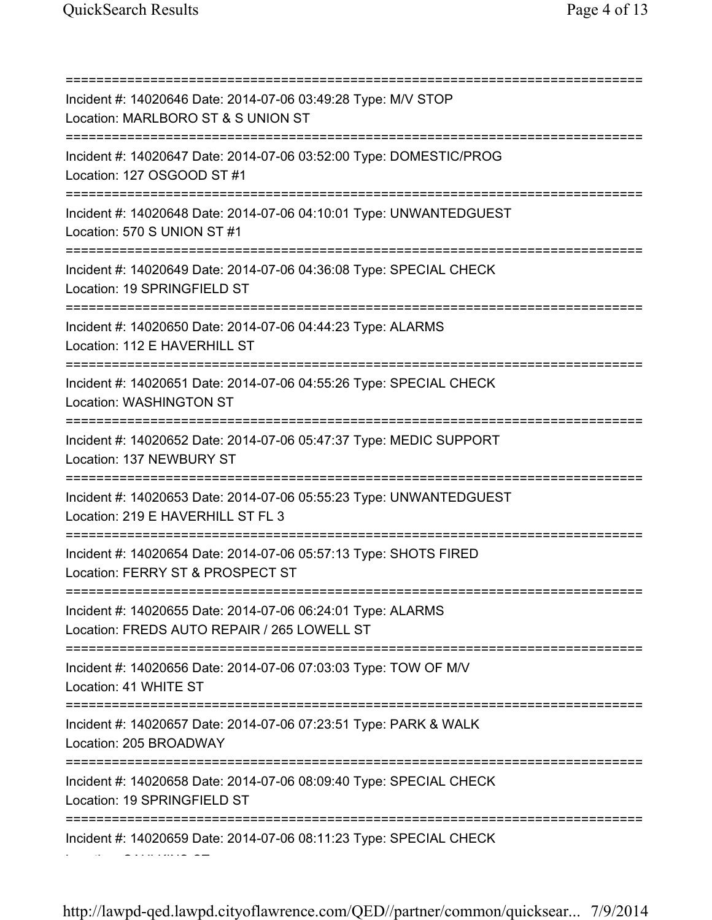===========================================================================
Incident #: 14020646 Date: 2014-07-06 03:49:28 Type: M/V STOP
Location: MARLBORO ST & S UNION ST
===========================================================================
Incident #: 14020647 Date: 2014-07-06 03:52:00 Type: DOMESTIC/PROG
Location: 127 OSGOOD ST #1
===========================================================================
Incident #: 14020648 Date: 2014-07-06 04:10:01 Type: UNWANTEDGUEST
Location: 570 S UNION ST #1
===========================================================================
Incident #: 14020649 Date: 2014-07-06 04:36:08 Type: SPECIAL CHECK
Location: 19 SPRINGFIELD ST
===========================================================================
Incident #: 14020650 Date: 2014-07-06 04:44:23 Type: ALARMS
Location: 112 E HAVERHILL ST
===========================================================================
Incident #: 14020651 Date: 2014-07-06 04:55:26 Type: SPECIAL CHECK
Location: WASHINGTON ST
===========================================================================
Incident #: 14020652 Date: 2014-07-06 05:47:37 Type: MEDIC SUPPORT
Location: 137 NEWBURY ST
===========================================================================
Incident #: 14020653 Date: 2014-07-06 05:55:23 Type: UNWANTEDGUEST
Location: 219 E HAVERHILL ST FL 3
===========================================================================
Incident #: 14020654 Date: 2014-07-06 05:57:13 Type: SHOTS FIRED
Location: FERRY ST & PROSPECT ST
===========================================================================
Incident #: 14020655 Date: 2014-07-06 06:24:01 Type: ALARMS
Location: FREDS AUTO REPAIR / 265 LOWELL ST
===========================================================================
Incident #: 14020656 Date: 2014-07-06 07:03:03 Type: TOW OF M/V
Location: 41 WHITE ST
===========================================================================
Incident #: 14020657 Date: 2014-07-06 07:23:51 Type: PARK & WALK
Location: 205 BROADWAY
===========================================================================
Incident #: 14020658 Date: 2014-07-06 08:09:40 Type: SPECIAL CHECK
Location: 19 SPRINGFIELD ST
===========================================================================
Incident #: 14020659 Date: 2014-07-06 08:11:23 Type: SPECIAL CHECK
Location: CAULKINS CT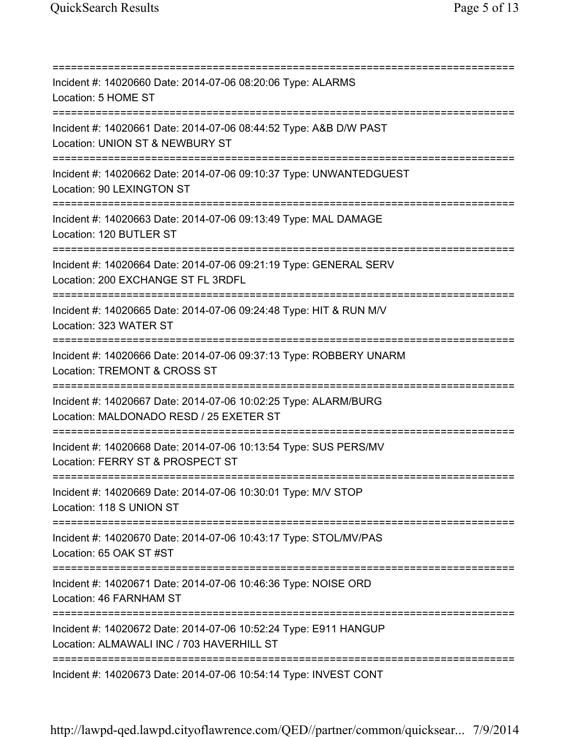===========================================================================
Incident #: 14020660 Date: 2014-07-06 08:20:06 Type: ALARMS
Location: 5 HOME ST
===========================================================================
Incident #: 14020661 Date: 2014-07-06 08:44:52 Type: A&B D/W PAST
Location: UNION ST & NEWBURY ST
===========================================================================
Incident #: 14020662 Date: 2014-07-06 09:10:37 Type: UNWANTEDGUEST
Location: 90 LEXINGTON ST
===========================================================================
Incident #: 14020663 Date: 2014-07-06 09:13:49 Type: MAL DAMAGE
Location: 120 BUTLER ST
===========================================================================
Incident #: 14020664 Date: 2014-07-06 09:21:19 Type: GENERAL SERV
Location: 200 EXCHANGE ST FL 3RDFL
===========================================================================
Incident #: 14020665 Date: 2014-07-06 09:24:48 Type: HIT & RUN M/V
Location: 323 WATER ST
===========================================================================
Incident #: 14020666 Date: 2014-07-06 09:37:13 Type: ROBBERY UNARM
Location: TREMONT & CROSS ST
===========================================================================
Incident #: 14020667 Date: 2014-07-06 10:02:25 Type: ALARM/BURG
Location: MALDONADO RESD / 25 EXETER ST
===========================================================================
Incident #: 14020668 Date: 2014-07-06 10:13:54 Type: SUS PERS/MV
Location: FERRY ST & PROSPECT ST
===========================================================================
Incident #: 14020669 Date: 2014-07-06 10:30:01 Type: M/V STOP
Location: 118 S UNION ST
===========================================================================
Incident #: 14020670 Date: 2014-07-06 10:43:17 Type: STOL/MV/PAS
Location: 65 OAK ST #ST
===========================================================================
Incident #: 14020671 Date: 2014-07-06 10:46:36 Type: NOISE ORD
Location: 46 FARNHAM ST
===========================================================================
Incident #: 14020672 Date: 2014-07-06 10:52:24 Type: E911 HANGUP
Location: ALMAWALI INC / 703 HAVERHILL ST
===========================================================================
Incident #: 14020673 Date: 2014-07-06 10:54:14 Type: INVEST CONT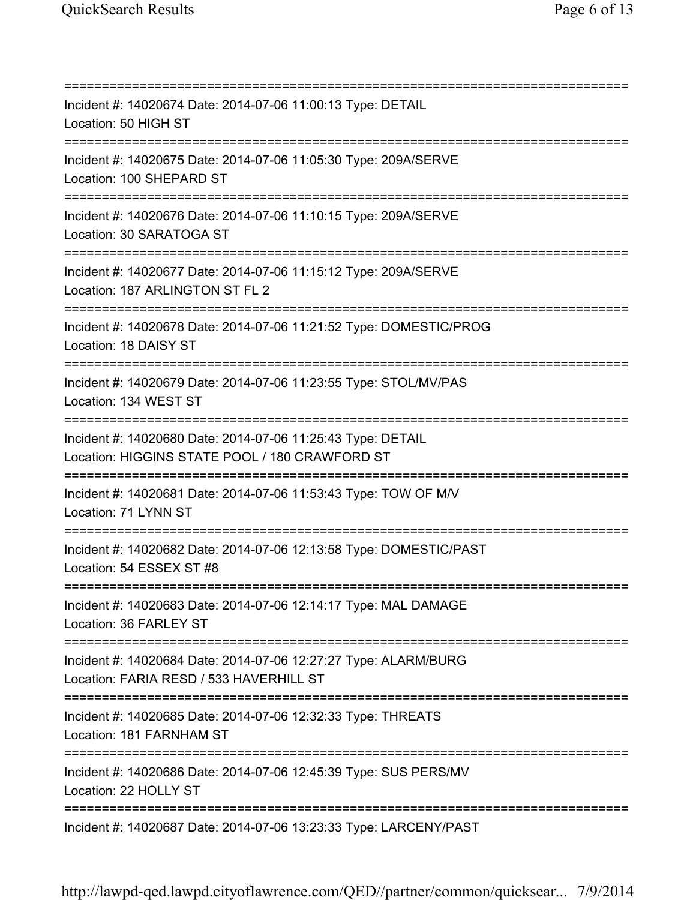===========================================================================

Incident #: 14020674 Date: 2014-07-06 11:00:13 Type: DETAIL
Location: 50 HIGH ST

===========================================================================

Incident #: 14020675 Date: 2014-07-06 11:05:30 Type: 209A/SERVE
Location: 100 SHEPARD ST

===========================================================================

Incident #: 14020676 Date: 2014-07-06 11:10:15 Type: 209A/SERVE
Location: 30 SARATOGA ST

===========================================================================

Incident #: 14020677 Date: 2014-07-06 11:15:12 Type: 209A/SERVE
Location: 187 ARLINGTON ST FL 2

===========================================================================

Incident #: 14020678 Date: 2014-07-06 11:21:52 Type: DOMESTIC/PROG
Location: 18 DAISY ST

===========================================================================

Incident #: 14020679 Date: 2014-07-06 11:23:55 Type: STOL/MV/PAS
Location: 134 WEST ST

===========================================================================

Incident #: 14020680 Date: 2014-07-06 11:25:43 Type: DETAIL
Location: HIGGINS STATE POOL / 180 CRAWFORD ST

===========================================================================

Incident #: 14020681 Date: 2014-07-06 11:53:43 Type: TOW OF M/V
Location: 71 LYNN ST

===========================================================================

Incident #: 14020682 Date: 2014-07-06 12:13:58 Type: DOMESTIC/PAST
Location: 54 ESSEX ST #8

===========================================================================

Incident #: 14020683 Date: 2014-07-06 12:14:17 Type: MAL DAMAGE
Location: 36 FARLEY ST

===========================================================================

Incident #: 14020684 Date: 2014-07-06 12:27:27 Type: ALARM/BURG
Location: FARIA RESD / 533 HAVERHILL ST

===========================================================================

Incident #: 14020685 Date: 2014-07-06 12:32:33 Type: THREATS
Location: 181 FARNHAM ST

===========================================================================

Incident #: 14020686 Date: 2014-07-06 12:45:39 Type: SUS PERS/MV
Location: 22 HOLLY ST

===========================================================================

Incident #: 14020687 Date: 2014-07-06 13:23:33 Type: LARCENY/PAST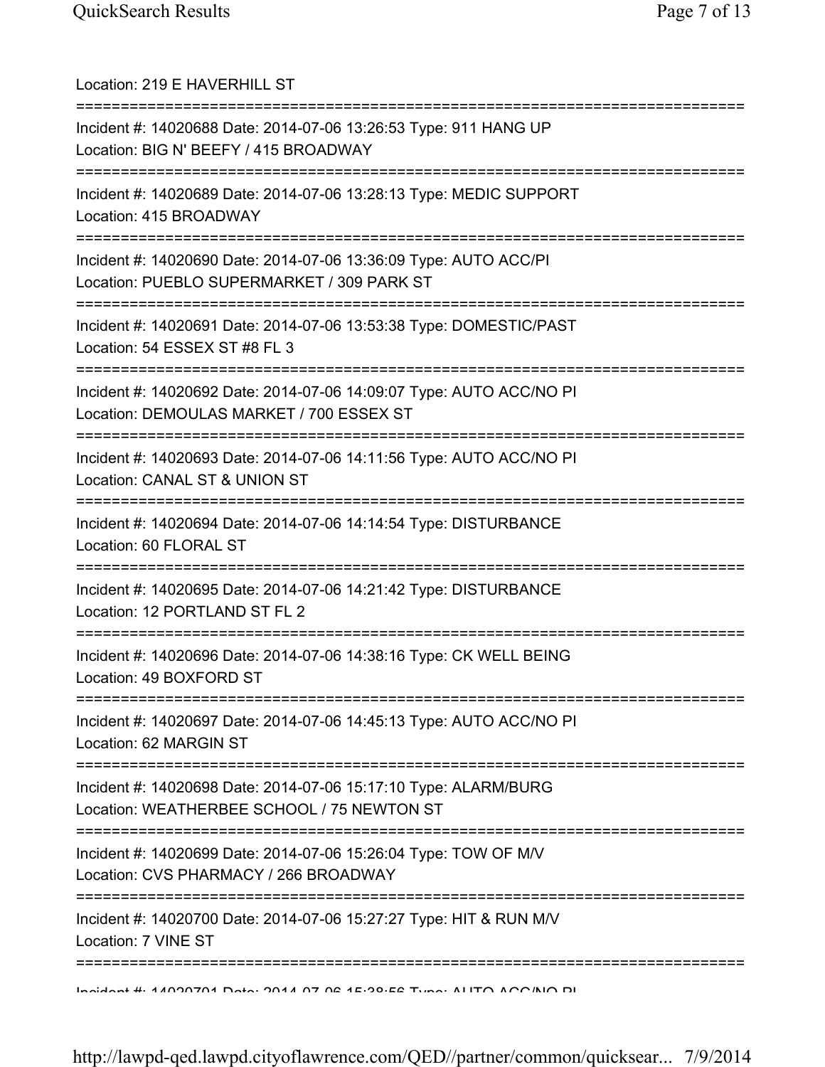Location: 219 E HAVERHILL ST

===========================================================================

Incident #: 14020688 Date: 2014-07-06 13:26:53 Type: 911 HANG UP
Location: BIG N' BEEFY / 415 BROADWAY

===========================================================================

Incident #: 14020689 Date: 2014-07-06 13:28:13 Type: MEDIC SUPPORT
Location: 415 BROADWAY

===========================================================================

Incident #: 14020690 Date: 2014-07-06 13:36:09 Type: AUTO ACC/PI
Location: PUEBLO SUPERMARKET / 309 PARK ST

===========================================================================

Incident #: 14020691 Date: 2014-07-06 13:53:38 Type: DOMESTIC/PAST
Location: 54 ESSEX ST #8 FL 3

===========================================================================

Incident #: 14020692 Date: 2014-07-06 14:09:07 Type: AUTO ACC/NO PI
Location: DEMOULAS MARKET / 700 ESSEX ST

===========================================================================

Incident #: 14020693 Date: 2014-07-06 14:11:56 Type: AUTO ACC/NO PI
Location: CANAL ST & UNION ST

===========================================================================

Incident #: 14020694 Date: 2014-07-06 14:14:54 Type: DISTURBANCE
Location: 60 FLORAL ST

===========================================================================

Incident #: 14020695 Date: 2014-07-06 14:21:42 Type: DISTURBANCE
Location: 12 PORTLAND ST FL 2

===========================================================================

Incident #: 14020696 Date: 2014-07-06 14:38:16 Type: CK WELL BEING
Location: 49 BOXFORD ST

===========================================================================

Incident #: 14020697 Date: 2014-07-06 14:45:13 Type: AUTO ACC/NO PI
Location: 62 MARGIN ST

===========================================================================

Incident #: 14020698 Date: 2014-07-06 15:17:10 Type: ALARM/BURG
Location: WEATHERBEE SCHOOL / 75 NEWTON ST

===========================================================================

Incident #: 14020699 Date: 2014-07-06 15:26:04 Type: TOW OF M/V
Location: CVS PHARMACY / 266 BROADWAY

===========================================================================

Incident #: 14020700 Date: 2014-07-06 15:27:27 Type: HIT & RUN M/V
Location: 7 VINE ST

===========================================================================

Incident #: 14020701 Date: 2014-07-06 15:38:56 Type: AUTO ACC/NO PI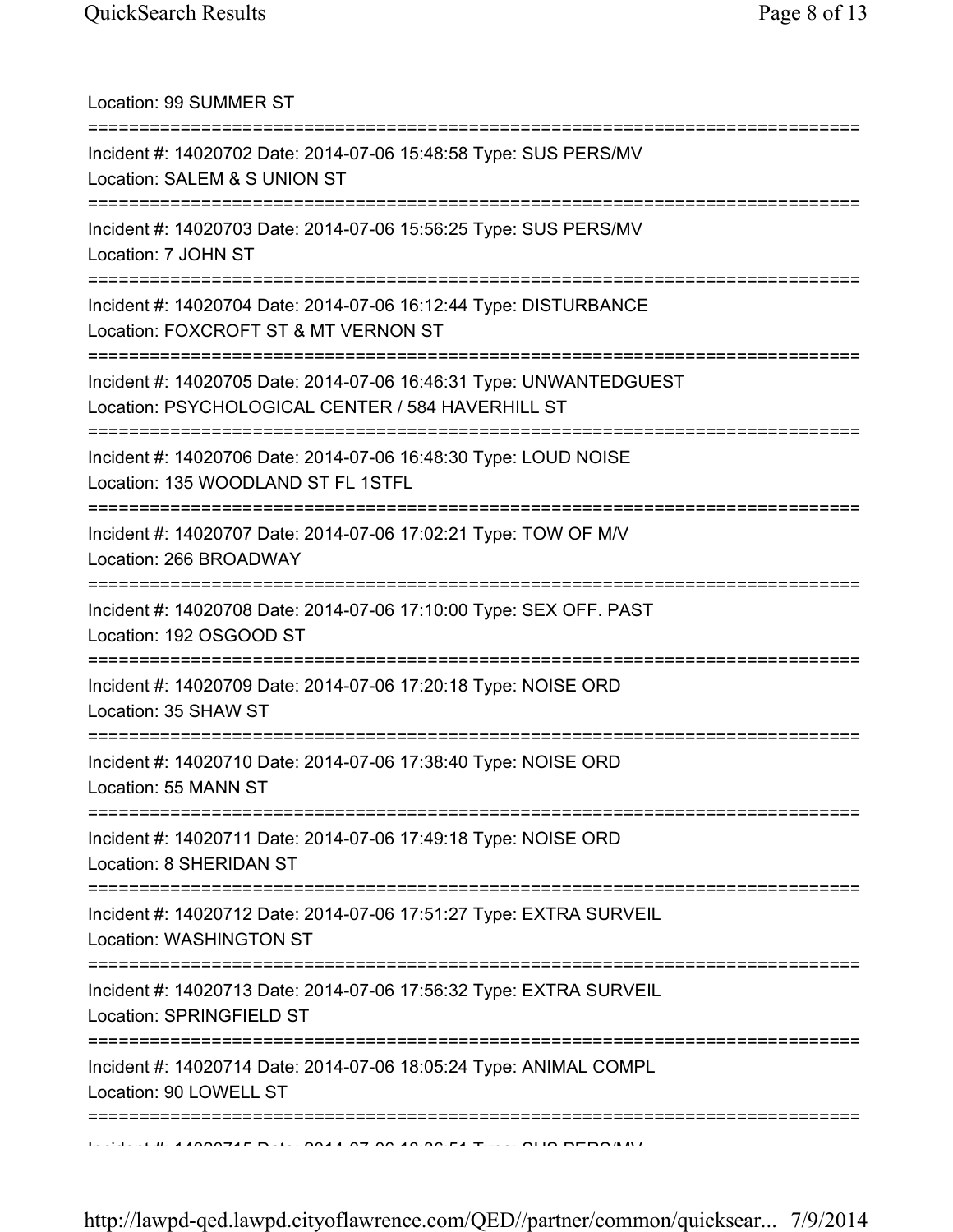Location: 99 SUMMER ST

===========================================================================

Incident #: 14020702 Date: 2014-07-06 15:48:58 Type: SUS PERS/MV
Location: SALEM & S UNION ST

===========================================================================

Incident #: 14020703 Date: 2014-07-06 15:56:25 Type: SUS PERS/MV
Location: 7 JOHN ST

===========================================================================

Incident #: 14020704 Date: 2014-07-06 16:12:44 Type: DISTURBANCE
Location: FOXCROFT ST & MT VERNON ST

===========================================================================

Incident #: 14020705 Date: 2014-07-06 16:46:31 Type: UNWANTEDGUEST
Location: PSYCHOLOGICAL CENTER / 584 HAVERHILL ST

===========================================================================

Incident #: 14020706 Date: 2014-07-06 16:48:30 Type: LOUD NOISE
Location: 135 WOODLAND ST FL 1STFL

===========================================================================

Incident #: 14020707 Date: 2014-07-06 17:02:21 Type: TOW OF M/V
Location: 266 BROADWAY

===========================================================================

Incident #: 14020708 Date: 2014-07-06 17:10:00 Type: SEX OFF. PAST
Location: 192 OSGOOD ST

===========================================================================

Incident #: 14020709 Date: 2014-07-06 17:20:18 Type: NOISE ORD
Location: 35 SHAW ST

===========================================================================

Incident #: 14020710 Date: 2014-07-06 17:38:40 Type: NOISE ORD
Location: 55 MANN ST

===========================================================================

Incident #: 14020711 Date: 2014-07-06 17:49:18 Type: NOISE ORD
Location: 8 SHERIDAN ST

===========================================================================

Incident #: 14020712 Date: 2014-07-06 17:51:27 Type: EXTRA SURVEIL
Location: WASHINGTON ST

===========================================================================

Incident #: 14020713 Date: 2014-07-06 17:56:32 Type: EXTRA SURVEIL
Location: SPRINGFIELD ST

===========================================================================

Incident #: 14020714 Date: 2014-07-06 18:05:24 Type: ANIMAL COMPL
Location: 90 LOWELL ST

===========================================================================

Incident #: 14020715 Date: 2014-07-06 18:06:51 Type: SUS PERS/MV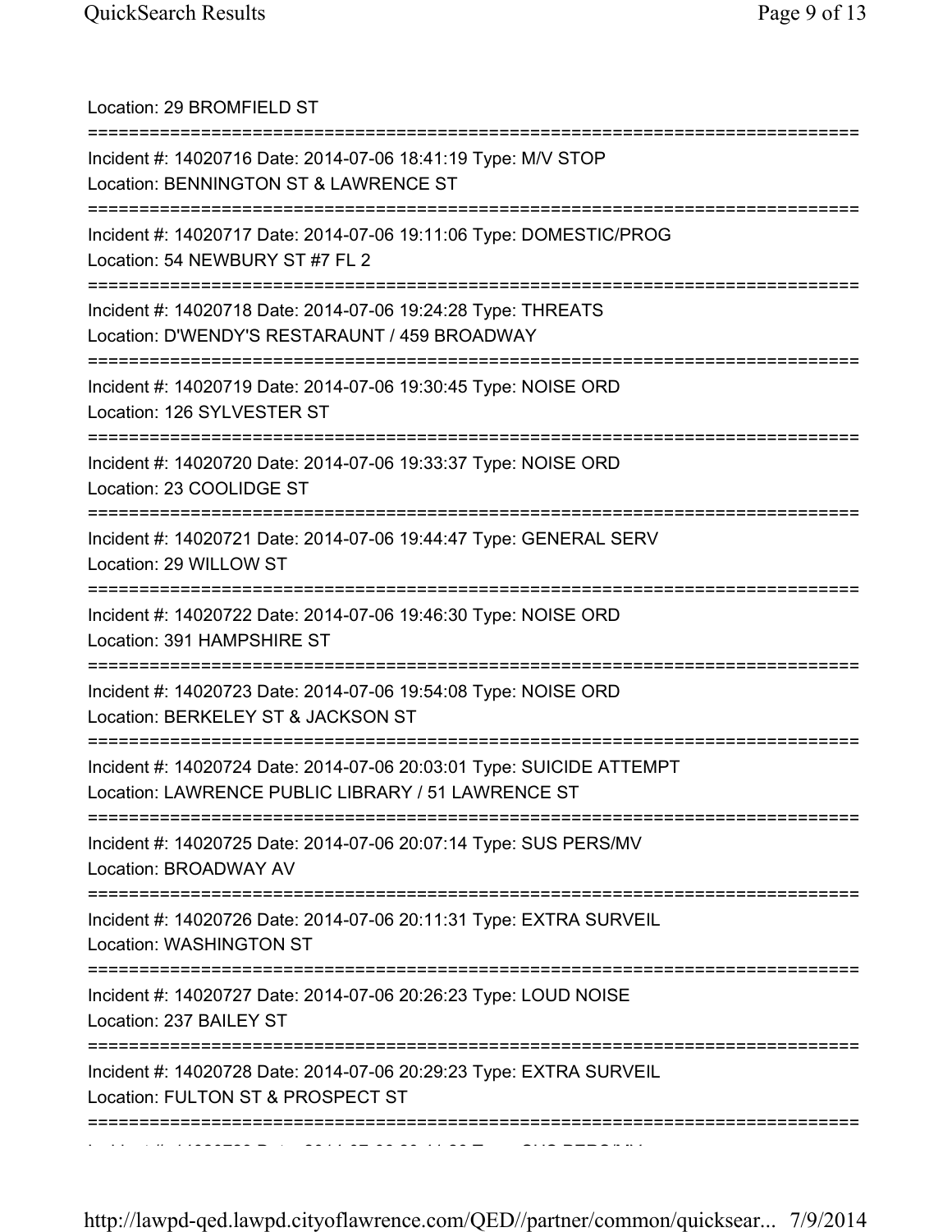Location: 29 BROMFIELD ST

===========================================================================

Incident #: 14020716 Date: 2014-07-06 18:41:19 Type: M/V STOP

Location: BENNINGTON ST & LAWRENCE ST

===========================================================================

Incident #: 14020717 Date: 2014-07-06 19:11:06 Type: DOMESTIC/PROG

Location: 54 NEWBURY ST #7 FL 2

===========================================================================

Incident #: 14020718 Date: 2014-07-06 19:24:28 Type: THREATS

Location: D'WENDY'S RESTARAUNT / 459 BROADWAY

===========================================================================

Incident #: 14020719 Date: 2014-07-06 19:30:45 Type: NOISE ORD

Location: 126 SYLVESTER ST

===========================================================================

Incident #: 14020720 Date: 2014-07-06 19:33:37 Type: NOISE ORD

Location: 23 COOLIDGE ST

===========================================================================

Incident #: 14020721 Date: 2014-07-06 19:44:47 Type: GENERAL SERV

Location: 29 WILLOW ST

===========================================================================

Incident #: 14020722 Date: 2014-07-06 19:46:30 Type: NOISE ORD

Location: 391 HAMPSHIRE ST

===========================================================================

Incident #: 14020723 Date: 2014-07-06 19:54:08 Type: NOISE ORD

Location: BERKELEY ST & JACKSON ST

===========================================================================

Incident #: 14020724 Date: 2014-07-06 20:03:01 Type: SUICIDE ATTEMPT

Location: LAWRENCE PUBLIC LIBRARY / 51 LAWRENCE ST

===========================================================================

Incident #: 14020725 Date: 2014-07-06 20:07:14 Type: SUS PERS/MV

Location: BROADWAY AV

===========================================================================

Incident #: 14020726 Date: 2014-07-06 20:11:31 Type: EXTRA SURVEIL

Location: WASHINGTON ST

===========================================================================

Incident #: 14020727 Date: 2014-07-06 20:26:23 Type: LOUD NOISE

Location: 237 BAILEY ST

===========================================================================

Incident #: 14020728 Date: 2014-07-06 20:29:23 Type: EXTRA SURVEIL

Location: FULTON ST & PROSPECT ST

===========================================================================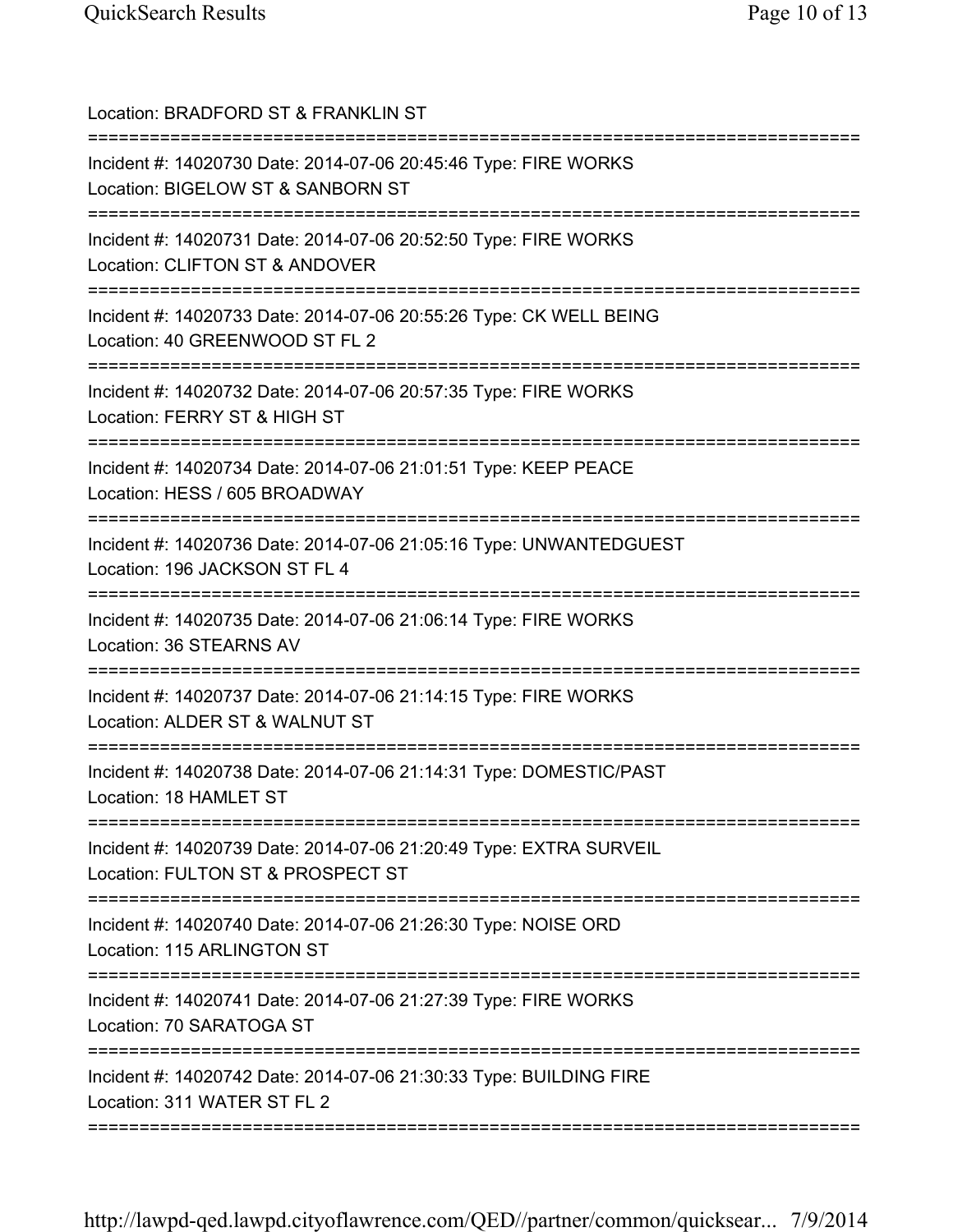Location: BRADFORD ST & FRANKLIN ST

===========================================================================

Incident #: 14020730 Date: 2014-07-06 20:45:46 Type: FIRE WORKS

Location: BIGELOW ST & SANBORN ST

===========================================================================

Incident #: 14020731 Date: 2014-07-06 20:52:50 Type: FIRE WORKS

Location: CLIFTON ST & ANDOVER

===========================================================================

Incident #: 14020733 Date: 2014-07-06 20:55:26 Type: CK WELL BEING

Location: 40 GREENWOOD ST FL 2

===========================================================================

Incident #: 14020732 Date: 2014-07-06 20:57:35 Type: FIRE WORKS

Location: FERRY ST & HIGH ST

===========================================================================

Incident #: 14020734 Date: 2014-07-06 21:01:51 Type: KEEP PEACE

Location: HESS / 605 BROADWAY

===========================================================================

Incident #: 14020736 Date: 2014-07-06 21:05:16 Type: UNWANTEDGUEST

Location: 196 JACKSON ST FL 4

===========================================================================

Incident #: 14020735 Date: 2014-07-06 21:06:14 Type: FIRE WORKS

Location: 36 STEARNS AV

===========================================================================

Incident #: 14020737 Date: 2014-07-06 21:14:15 Type: FIRE WORKS

Location: ALDER ST & WALNUT ST

===========================================================================

Incident #: 14020738 Date: 2014-07-06 21:14:31 Type: DOMESTIC/PAST

Location: 18 HAMLET ST

===========================================================================

Incident #: 14020739 Date: 2014-07-06 21:20:49 Type: EXTRA SURVEIL

Location: FULTON ST & PROSPECT ST

===========================================================================

Incident #: 14020740 Date: 2014-07-06 21:26:30 Type: NOISE ORD

Location: 115 ARLINGTON ST

===========================================================================

Incident #: 14020741 Date: 2014-07-06 21:27:39 Type: FIRE WORKS

Location: 70 SARATOGA ST

===========================================================================

Incident #: 14020742 Date: 2014-07-06 21:30:33 Type: BUILDING FIRE

Location: 311 WATER ST FL 2

===========================================================================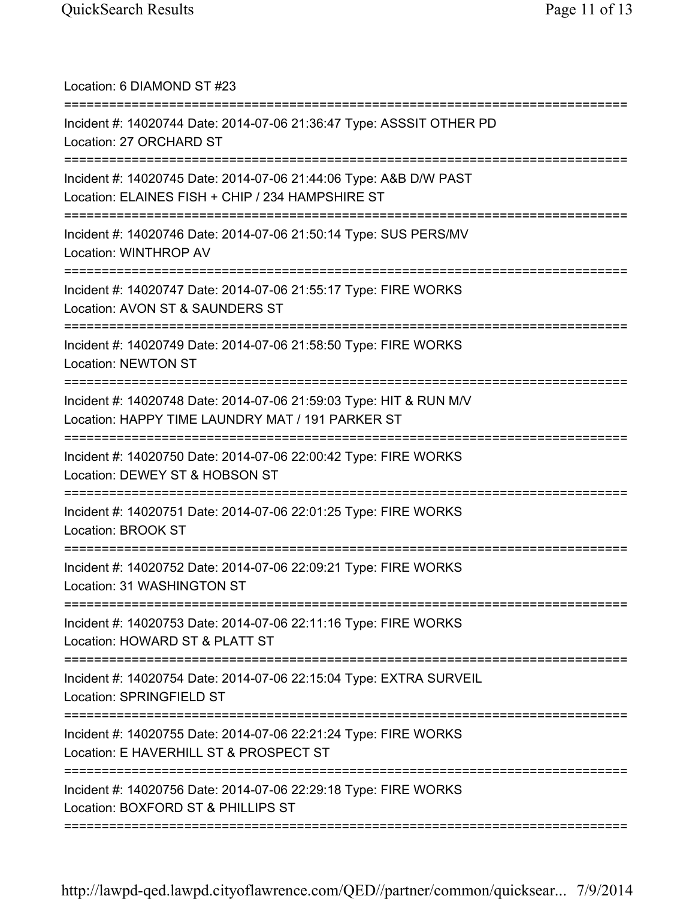Location: 6 DIAMOND ST #23

===========================================================================

Incident #: 14020744 Date: 2014-07-06 21:36:47 Type: ASSSIT OTHER PD
Location: 27 ORCHARD ST

===========================================================================

Incident #: 14020745 Date: 2014-07-06 21:44:06 Type: A&B D/W PAST
Location: ELAINES FISH + CHIP / 234 HAMPSHIRE ST

===========================================================================

Incident #: 14020746 Date: 2014-07-06 21:50:14 Type: SUS PERS/MV
Location: WINTHROP AV

===========================================================================

Incident #: 14020747 Date: 2014-07-06 21:55:17 Type: FIRE WORKS
Location: AVON ST & SAUNDERS ST

===========================================================================

Incident #: 14020749 Date: 2014-07-06 21:58:50 Type: FIRE WORKS
Location: NEWTON ST

===========================================================================

Incident #: 14020748 Date: 2014-07-06 21:59:03 Type: HIT & RUN M/V
Location: HAPPY TIME LAUNDRY MAT / 191 PARKER ST

===========================================================================

Incident #: 14020750 Date: 2014-07-06 22:00:42 Type: FIRE WORKS
Location: DEWEY ST & HOBSON ST

===========================================================================

Incident #: 14020751 Date: 2014-07-06 22:01:25 Type: FIRE WORKS
Location: BROOK ST

===========================================================================

Incident #: 14020752 Date: 2014-07-06 22:09:21 Type: FIRE WORKS
Location: 31 WASHINGTON ST

===========================================================================

Incident #: 14020753 Date: 2014-07-06 22:11:16 Type: FIRE WORKS
Location: HOWARD ST & PLATT ST

===========================================================================

Incident #: 14020754 Date: 2014-07-06 22:15:04 Type: EXTRA SURVEIL
Location: SPRINGFIELD ST

===========================================================================

Incident #: 14020755 Date: 2014-07-06 22:21:24 Type: FIRE WORKS
Location: E HAVERHILL ST & PROSPECT ST

===========================================================================

Incident #: 14020756 Date: 2014-07-06 22:29:18 Type: FIRE WORKS
Location: BOXFORD ST & PHILLIPS ST

===========================================================================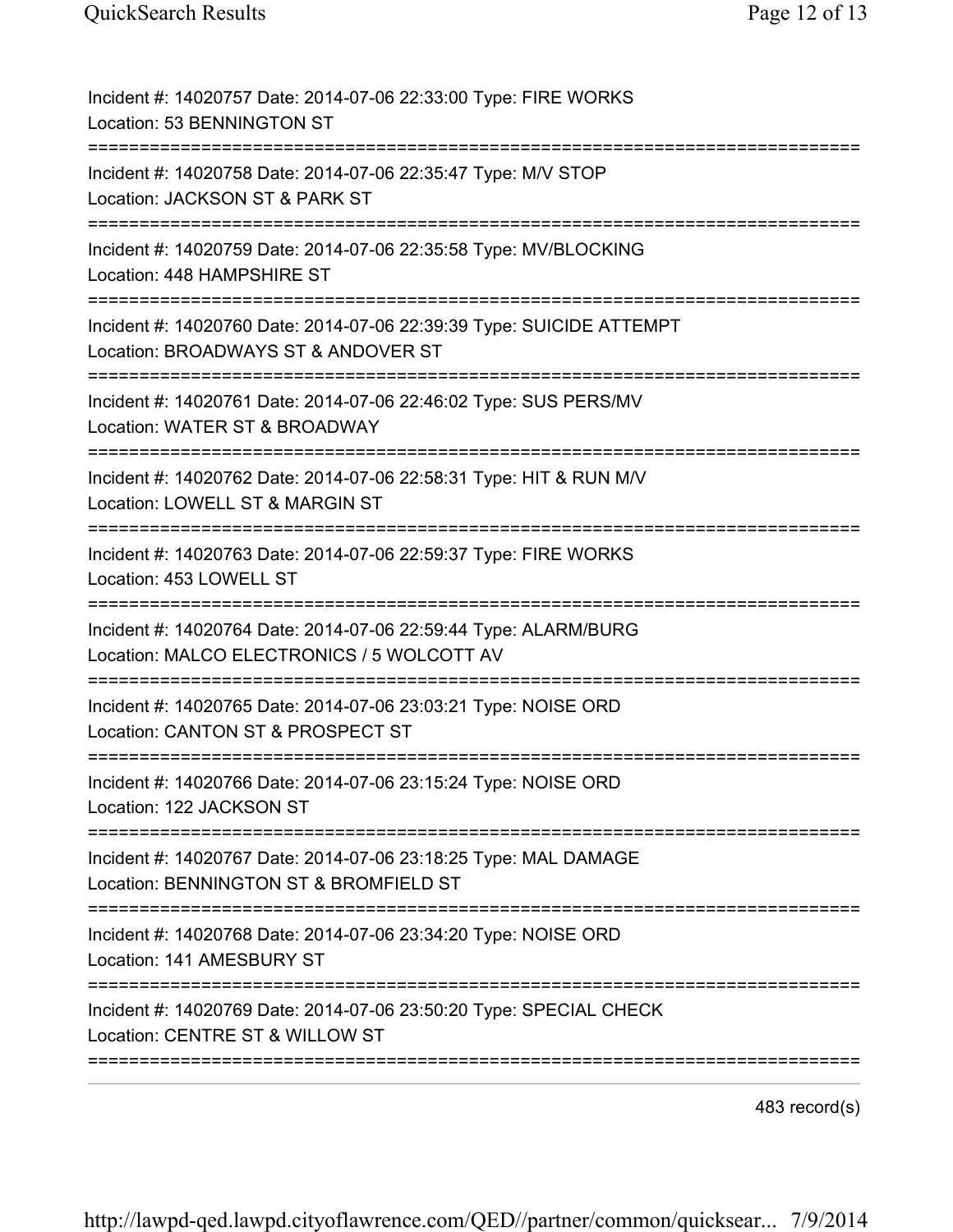Incident #: 14020757 Date: 2014-07-06 22:33:00 Type: FIRE WORKS
Location: 53 BENNINGTON ST

===========================================================================

Incident #: 14020758 Date: 2014-07-06 22:35:47 Type: M/V STOP
Location: JACKSON ST & PARK ST

===========================================================================

Incident #: 14020759 Date: 2014-07-06 22:35:58 Type: MV/BLOCKING
Location: 448 HAMPSHIRE ST

===========================================================================

Incident #: 14020760 Date: 2014-07-06 22:39:39 Type: SUICIDE ATTEMPT
Location: BROADWAYS ST & ANDOVER ST

===========================================================================

Incident #: 14020761 Date: 2014-07-06 22:46:02 Type: SUS PERS/MV
Location: WATER ST & BROADWAY

===========================================================================

Incident #: 14020762 Date: 2014-07-06 22:58:31 Type: HIT & RUN M/V
Location: LOWELL ST & MARGIN ST

===========================================================================

Incident #: 14020763 Date: 2014-07-06 22:59:37 Type: FIRE WORKS
Location: 453 LOWELL ST

===========================================================================

Incident #: 14020764 Date: 2014-07-06 22:59:44 Type: ALARM/BURG
Location: MALCO ELECTRONICS / 5 WOLCOTT AV

===========================================================================

Incident #: 14020765 Date: 2014-07-06 23:03:21 Type: NOISE ORD
Location: CANTON ST & PROSPECT ST

===========================================================================

Incident #: 14020766 Date: 2014-07-06 23:15:24 Type: NOISE ORD
Location: 122 JACKSON ST

===========================================================================

Incident #: 14020767 Date: 2014-07-06 23:18:25 Type: MAL DAMAGE
Location: BENNINGTON ST & BROMFIELD ST

===========================================================================

Incident #: 14020768 Date: 2014-07-06 23:34:20 Type: NOISE ORD
Location: 141 AMESBURY ST

===========================================================================

Incident #: 14020769 Date: 2014-07-06 23:50:20 Type: SPECIAL CHECK
Location: CENTRE ST & WILLOW ST

===========================================================================

483 record(s)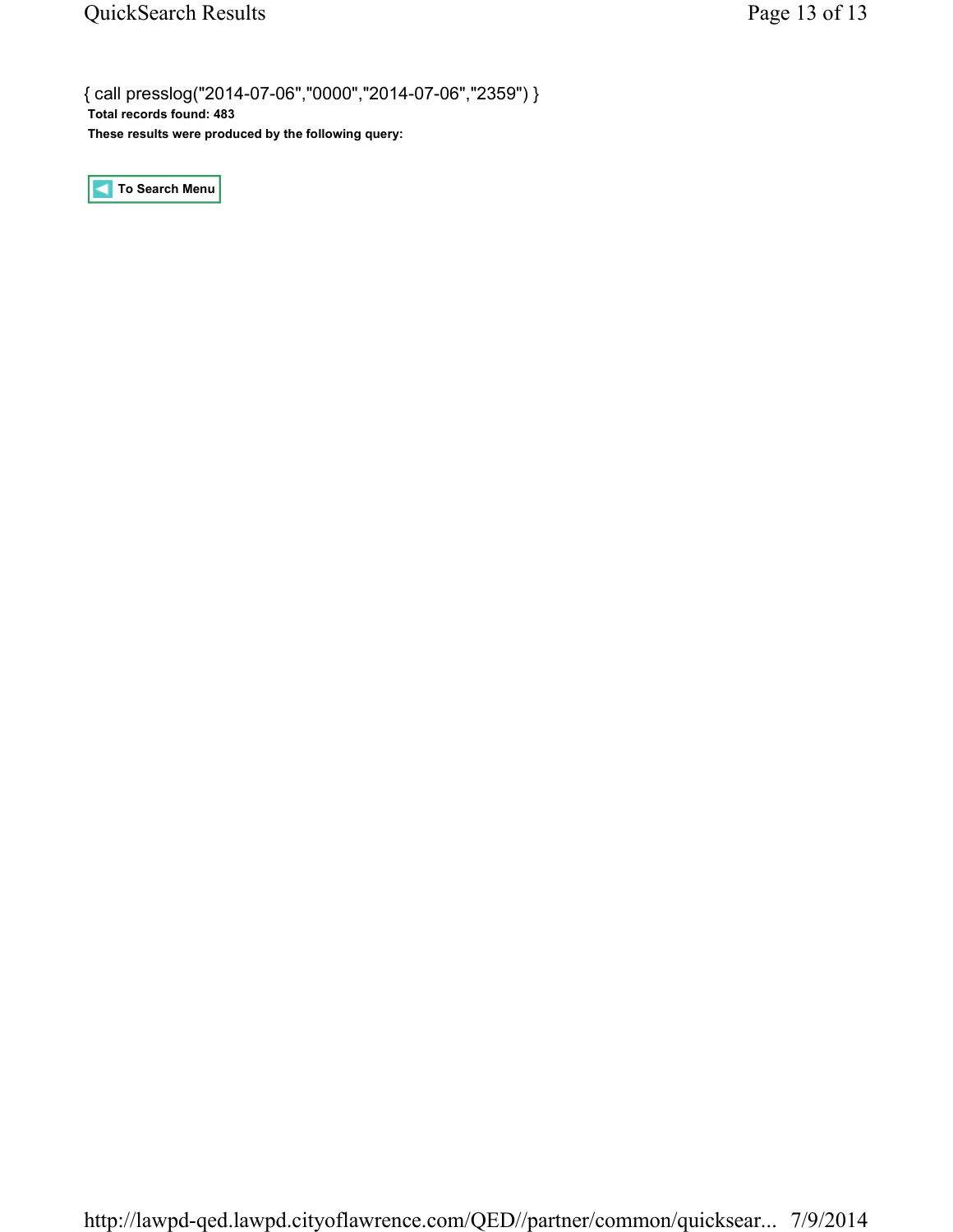{ call presslog("2014-07-06","0000","2014-07-06","2359") }

**Total records found: 483**

**These results were produced by the following query:**

**To Search Menu**